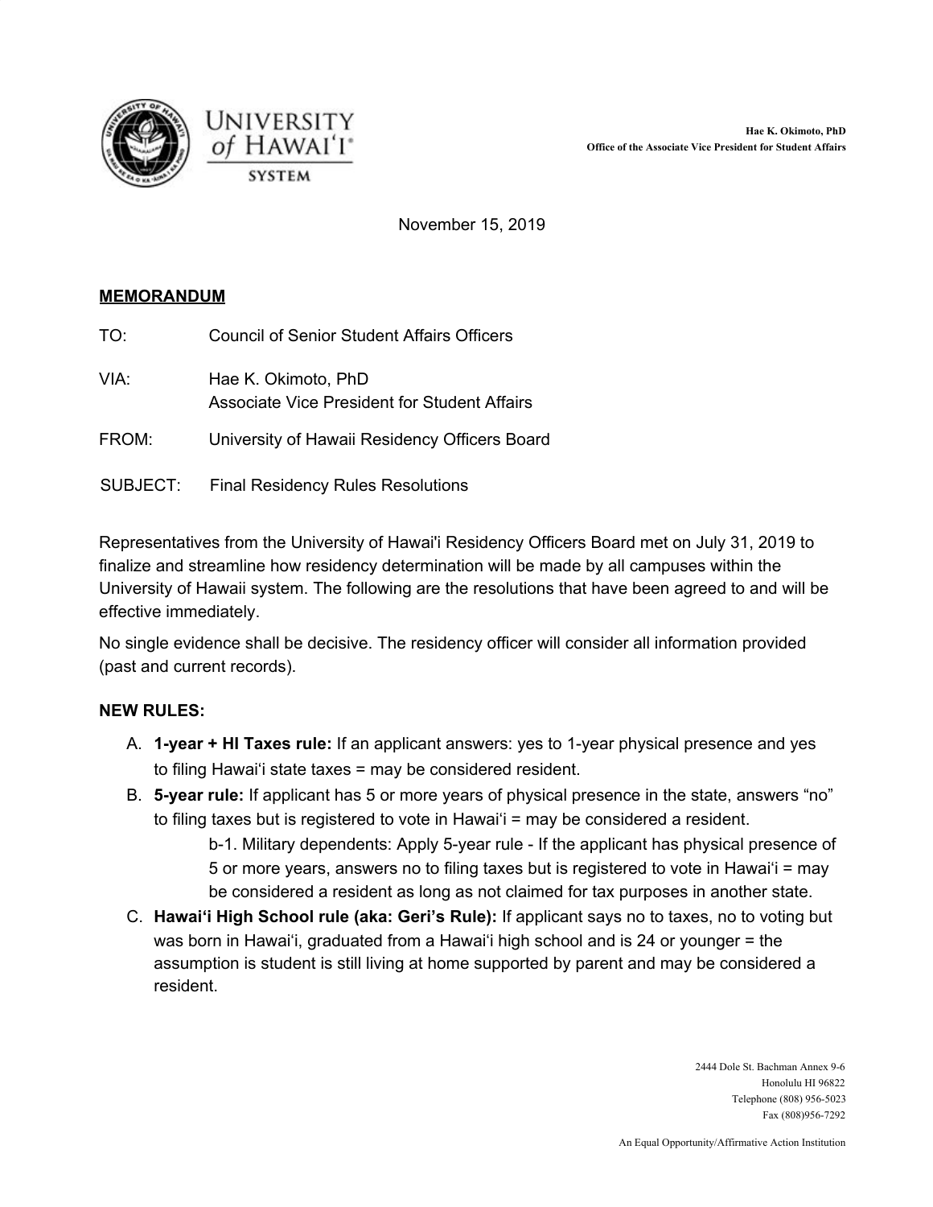Hae K. Okimoto, PhD
Office of the Associate Vice President for Student Affairs

November 15, 2019

**MEMORANDUM**

TO: Council of Senior Student Affairs Officers

VIA: Hae K. Okimoto, PhD
Associate Vice President for Student Affairs

FROM: University of Hawaii Residency Officers Board

SUBJECT: Final Residency Rules Resolutions

Representatives from the University of Hawai'i Residency Officers Board met on July 31, 2019 to finalize and streamline how residency determination will be made by all campuses within the University of Hawaii system. The following are the resolutions that have been agreed to and will be effective immediately.

No single evidence shall be decisive. The residency officer will consider all information provided (past and current records).

**NEW RULES:**

A. **1-year + HI Taxes rule:** If an applicant answers: yes to 1-year physical presence and yes to filing Hawaiʻi state taxes = may be considered resident.

B. **5-year rule:** If applicant has 5 or more years of physical presence in the state, answers "no" to filing taxes but is registered to vote in Hawaiʻi = may be considered a resident.

   b-1. Military dependents: Apply 5-year rule - If the applicant has physical presence of 5 or more years, answers no to filing taxes but is registered to vote in Hawaiʻi = may be considered a resident as long as not claimed for tax purposes in another state.

C. **Hawaiʻi High School rule (aka: Geri's Rule):** If applicant says no to taxes, no to voting but was born in Hawaiʻi, graduated from a Hawaiʻi high school and is 24 or younger = the assumption is student is still living at home supported by parent and may be considered a resident.

2444 Dole St. Bachman Annex 9-6
Honolulu HI 96822
Telephone (808) 956-5023
Fax (808)956-7292

An Equal Opportunity/Affirmative Action Institution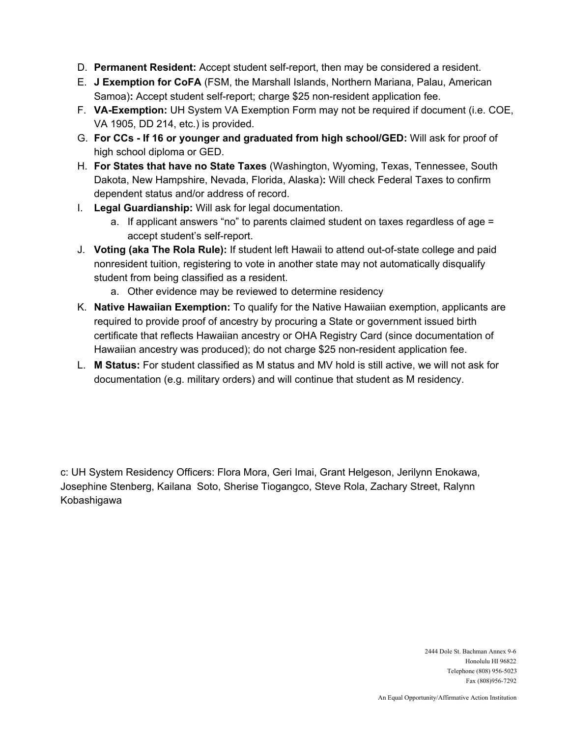D. **Permanent Resident:** Accept student self-report, then may be considered a resident.

E. **J Exemption for CoFA** (FSM, the Marshall Islands, Northern Mariana, Palau, American Samoa)**:** Accept student self-report; charge $25 non-resident application fee.

F. **VA-Exemption:** UH System VA Exemption Form may not be required if document (i.e. COE, VA 1905, DD 214, etc.) is provided.

G. **For CCs - If 16 or younger and graduated from high school/GED:** Will ask for proof of high school diploma or GED.

H. **For States that have no State Taxes** (Washington, Wyoming, Texas, Tennessee, South Dakota, New Hampshire, Nevada, Florida, Alaska)**:** Will check Federal Taxes to confirm dependent status and/or address of record.

I. **Legal Guardianship:** Will ask for legal documentation.
   a. If applicant answers "no" to parents claimed student on taxes regardless of age = accept student's self-report.

J. **Voting (aka The Rola Rule):** If student left Hawaii to attend out-of-state college and paid nonresident tuition, registering to vote in another state may not automatically disqualify student from being classified as a resident.
   a. Other evidence may be reviewed to determine residency

K. **Native Hawaiian Exemption:** To qualify for the Native Hawaiian exemption, applicants are required to provide proof of ancestry by procuring a State or government issued birth certificate that reflects Hawaiian ancestry or OHA Registry Card (since documentation of Hawaiian ancestry was produced); do not charge $25 non-resident application fee.

L. **M Status:** For student classified as M status and MV hold is still active, we will not ask for documentation (e.g. military orders) and will continue that student as M residency.

c: UH System Residency Officers: Flora Mora, Geri Imai, Grant Helgeson, Jerilynn Enokawa, Josephine Stenberg, Kailana Soto, Sherise Tiogangco, Steve Rola, Zachary Street, Ralynn Kobashigawa

2444 Dole St. Bachman Annex 9-6
Honolulu HI 96822
Telephone (808) 956-5023
Fax (808)956-7292

An Equal Opportunity/Affirmative Action Institution